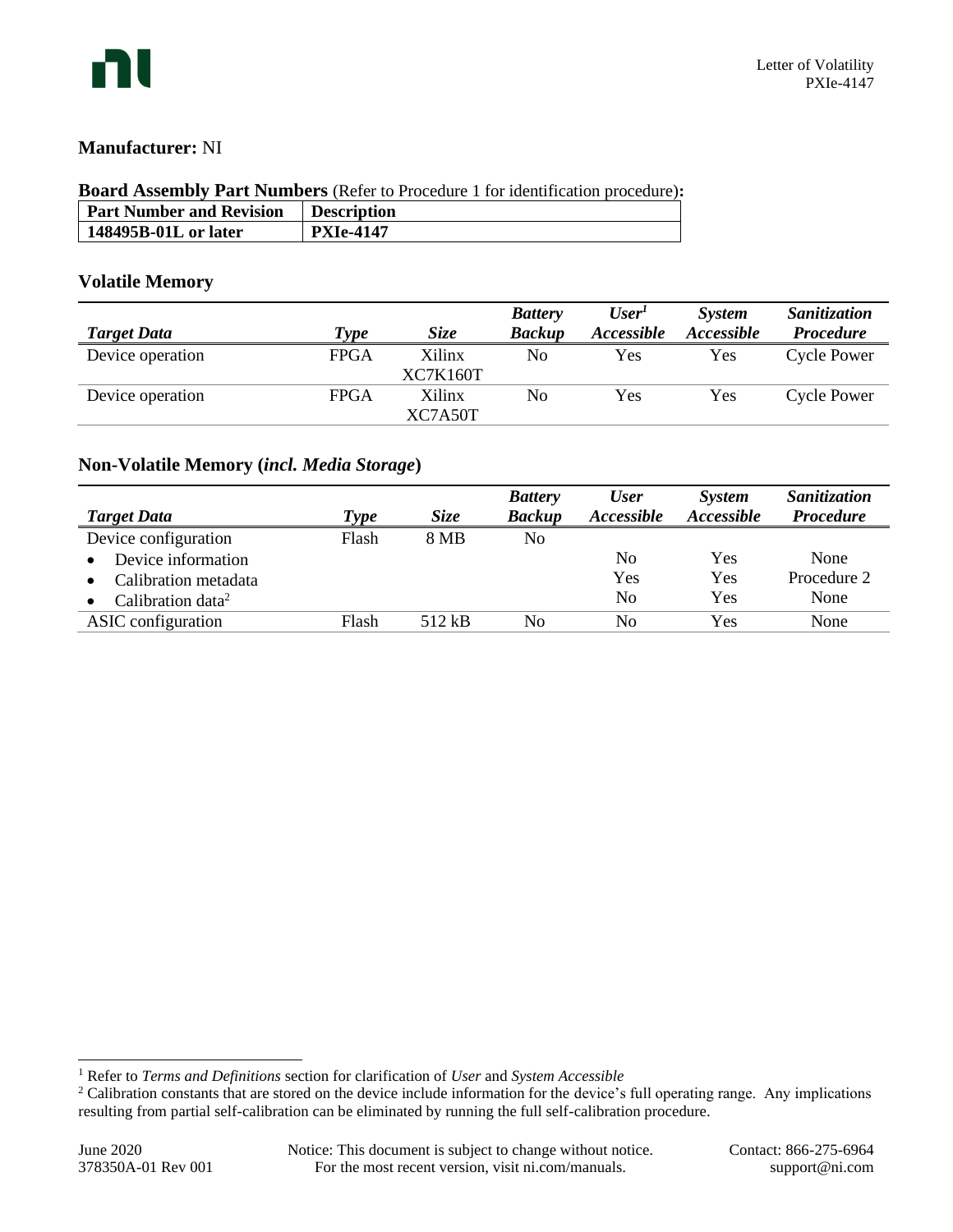**Manufacturer:** NI

**Board Assembly Part Numbers** (Refer to Procedure 1 for identification procedure)**:**

| Part Number and Revision | Description |
|---|---|
| **148495B-01L or later** | **PXIe-4147** |

## Volatile Memory

| *Target Data* | *Type* | *Size* | *Battery Backup* | *User[1] Accessible* | *System Accessible* | *Sanitization Procedure* |
|---|---|---|---|---|---|---|
| Device operation | FPGA | Xilinx XC7K160T | No | Yes | Yes | Cycle Power |
| Device operation | FPGA | Xilinx XC7A50T | No | Yes | Yes | Cycle Power |

## Non-Volatile Memory (*incl. Media Storage*)

| *Target Data* | *Type* | *Size* | *Battery Backup* | *User Accessible* | *System Accessible* | *Sanitization Procedure* |
|---|---|---|---|---|---|---|
| Device configuration | Flash | 8 MB | No | | | |
| • Device information | | | | No | Yes | None |
| • Calibration metadata | | | | Yes | Yes | Procedure 2 |
| • Calibration data[2] | | | | No | Yes | None |
| ASIC configuration | Flash | 512 kB | No | No | Yes | None |

[1] Refer to *Terms and Definitions* section for clarification of *User* and *System Accessible*

[2] Calibration constants that are stored on the device include information for the device's full operating range. Any implications resulting from partial self-calibration can be eliminated by running the full self-calibration procedure.

June 2020
378350A-01 Rev 001

Notice: This document is subject to change without notice.
For the most recent version, visit ni.com/manuals.

Contact: 866-275-6964
support@ni.com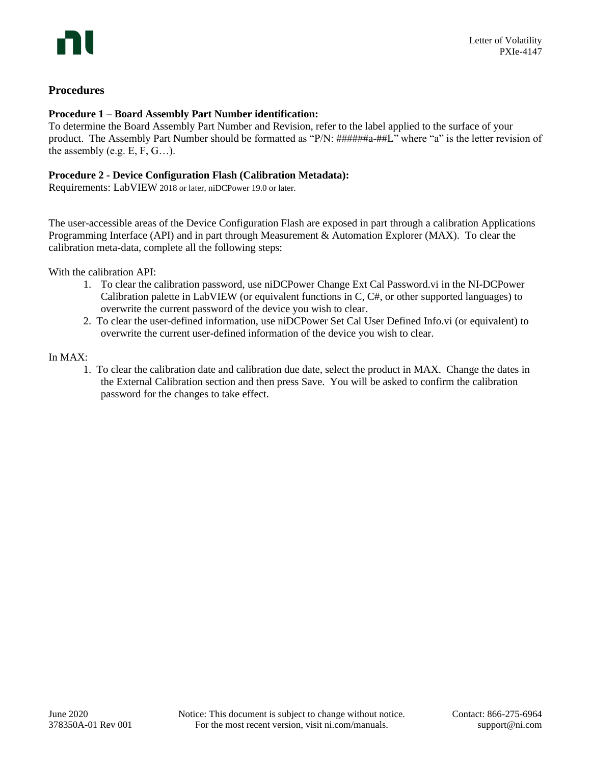## Procedures

### Procedure 1 – Board Assembly Part Number identification:

To determine the Board Assembly Part Number and Revision, refer to the label applied to the surface of your product. The Assembly Part Number should be formatted as "P/N: ######a-##L" where "a" is the letter revision of the assembly (e.g. E, F, G…).

### Procedure 2 - Device Configuration Flash (Calibration Metadata):

Requirements: LabVIEW 2018 or later, niDCPower 19.0 or later.

The user-accessible areas of the Device Configuration Flash are exposed in part through a calibration Applications Programming Interface (API) and in part through Measurement & Automation Explorer (MAX). To clear the calibration meta-data, complete all the following steps:

With the calibration API:

1. To clear the calibration password, use niDCPower Change Ext Cal Password.vi in the NI-DCPower Calibration palette in LabVIEW (or equivalent functions in C, C#, or other supported languages) to overwrite the current password of the device you wish to clear.
2. To clear the user-defined information, use niDCPower Set Cal User Defined Info.vi (or equivalent) to overwrite the current user-defined information of the device you wish to clear.

In MAX:

1. To clear the calibration date and calibration due date, select the product in MAX. Change the dates in the External Calibration section and then press Save. You will be asked to confirm the calibration password for the changes to take effect.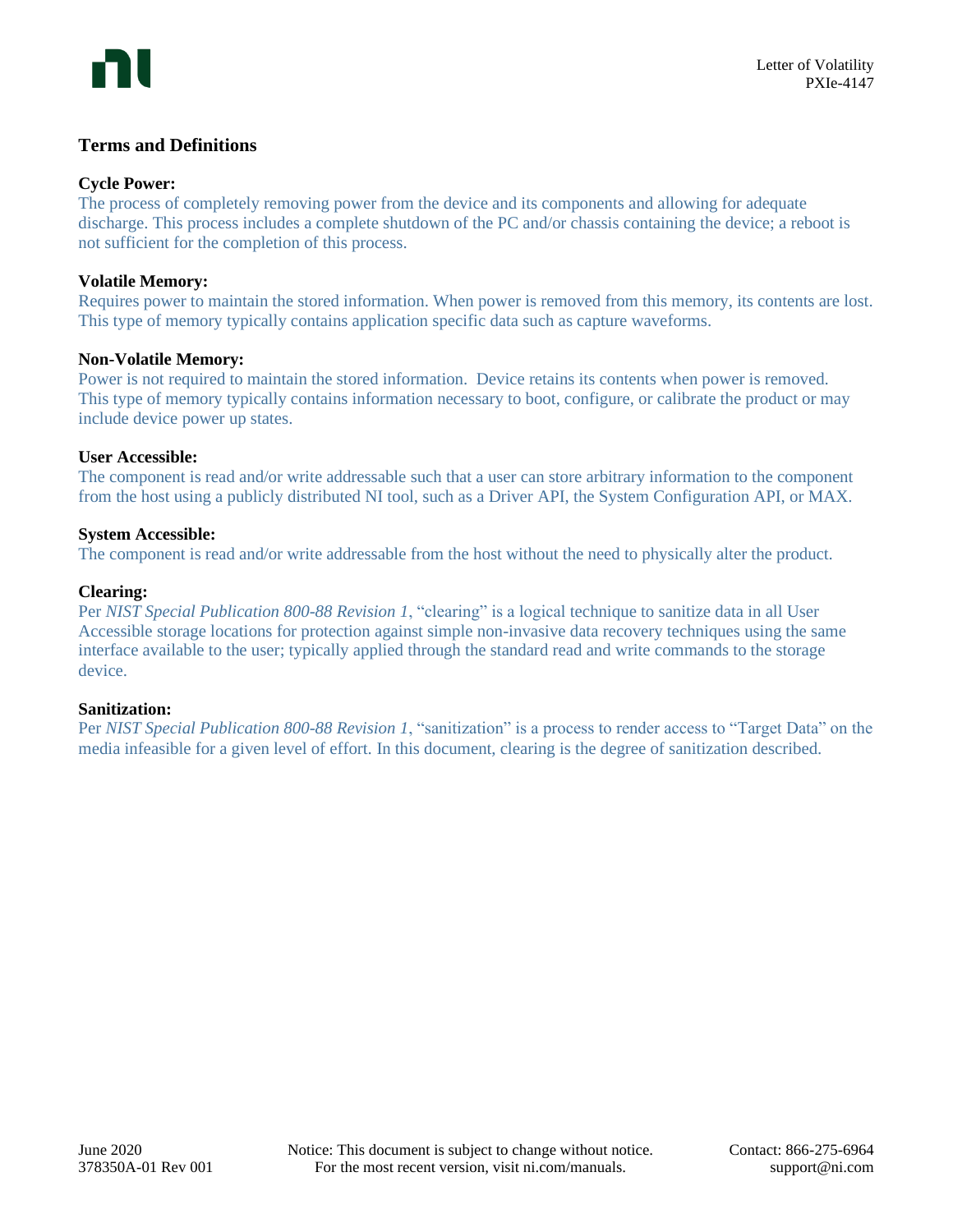## Terms and Definitions

**Cycle Power:**
The process of completely removing power from the device and its components and allowing for adequate discharge. This process includes a complete shutdown of the PC and/or chassis containing the device; a reboot is not sufficient for the completion of this process.

**Volatile Memory:**
Requires power to maintain the stored information. When power is removed from this memory, its contents are lost. This type of memory typically contains application specific data such as capture waveforms.

**Non-Volatile Memory:**
Power is not required to maintain the stored information. Device retains its contents when power is removed. This type of memory typically contains information necessary to boot, configure, or calibrate the product or may include device power up states.

**User Accessible:**
The component is read and/or write addressable such that a user can store arbitrary information to the component from the host using a publicly distributed NI tool, such as a Driver API, the System Configuration API, or MAX.

**System Accessible:**
The component is read and/or write addressable from the host without the need to physically alter the product.

**Clearing:**
Per *NIST Special Publication 800-88 Revision 1*, "clearing" is a logical technique to sanitize data in all User Accessible storage locations for protection against simple non-invasive data recovery techniques using the same interface available to the user; typically applied through the standard read and write commands to the storage device.

**Sanitization:**
Per *NIST Special Publication 800-88 Revision 1*, "sanitization" is a process to render access to "Target Data" on the media infeasible for a given level of effort. In this document, clearing is the degree of sanitization described.